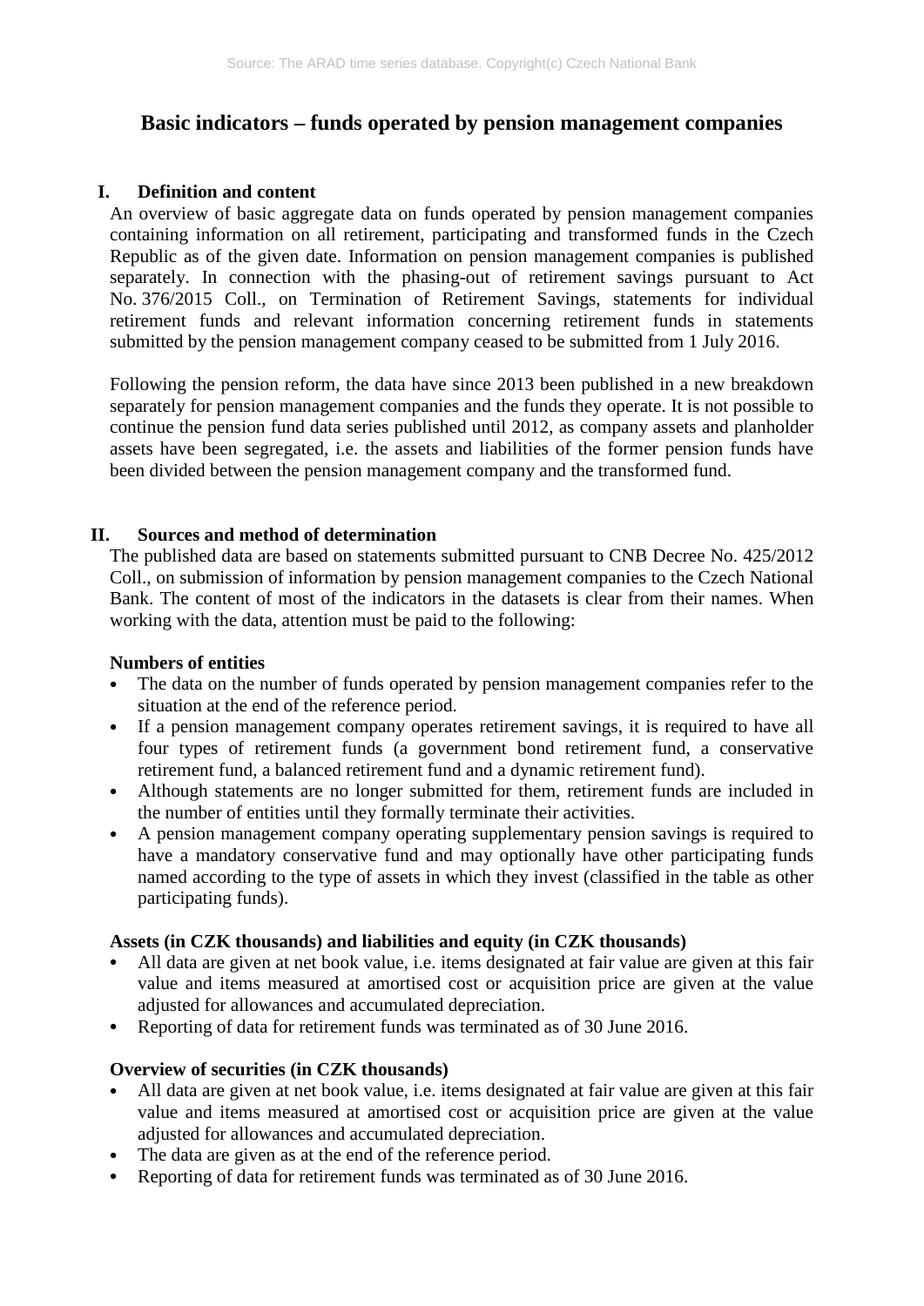# Basic indicators – funds operated by pension management companies

## I. Definition and content

An overview of basic aggregate data on funds operated by pension management companies containing information on all retirement, participating and transformed funds in the Czech Republic as of the given date. Information on pension management companies is published separately. In connection with the phasing-out of retirement savings pursuant to Act No. 376/2015 Coll., on Termination of Retirement Savings, statements for individual retirement funds and relevant information concerning retirement funds in statements submitted by the pension management company ceased to be submitted from 1 July 2016.

Following the pension reform, the data have since 2013 been published in a new breakdown separately for pension management companies and the funds they operate. It is not possible to continue the pension fund data series published until 2012, as company assets and planholder assets have been segregated, i.e. the assets and liabilities of the former pension funds have been divided between the pension management company and the transformed fund.

## II. Sources and method of determination

The published data are based on statements submitted pursuant to CNB Decree No. 425/2012 Coll., on submission of information by pension management companies to the Czech National Bank. The content of most of the indicators in the datasets is clear from their names. When working with the data, attention must be paid to the following:

**Numbers of entities**

- The data on the number of funds operated by pension management companies refer to the situation at the end of the reference period.
- If a pension management company operates retirement savings, it is required to have all four types of retirement funds (a government bond retirement fund, a conservative retirement fund, a balanced retirement fund and a dynamic retirement fund).
- Although statements are no longer submitted for them, retirement funds are included in the number of entities until they formally terminate their activities.
- A pension management company operating supplementary pension savings is required to have a mandatory conservative fund and may optionally have other participating funds named according to the type of assets in which they invest (classified in the table as other participating funds).

**Assets (in CZK thousands) and liabilities and equity (in CZK thousands)**

- All data are given at net book value, i.e. items designated at fair value are given at this fair value and items measured at amortised cost or acquisition price are given at the value adjusted for allowances and accumulated depreciation.
- Reporting of data for retirement funds was terminated as of 30 June 2016.

**Overview of securities (in CZK thousands)**

- All data are given at net book value, i.e. items designated at fair value are given at this fair value and items measured at amortised cost or acquisition price are given at the value adjusted for allowances and accumulated depreciation.
- The data are given as at the end of the reference period.
- Reporting of data for retirement funds was terminated as of 30 June 2016.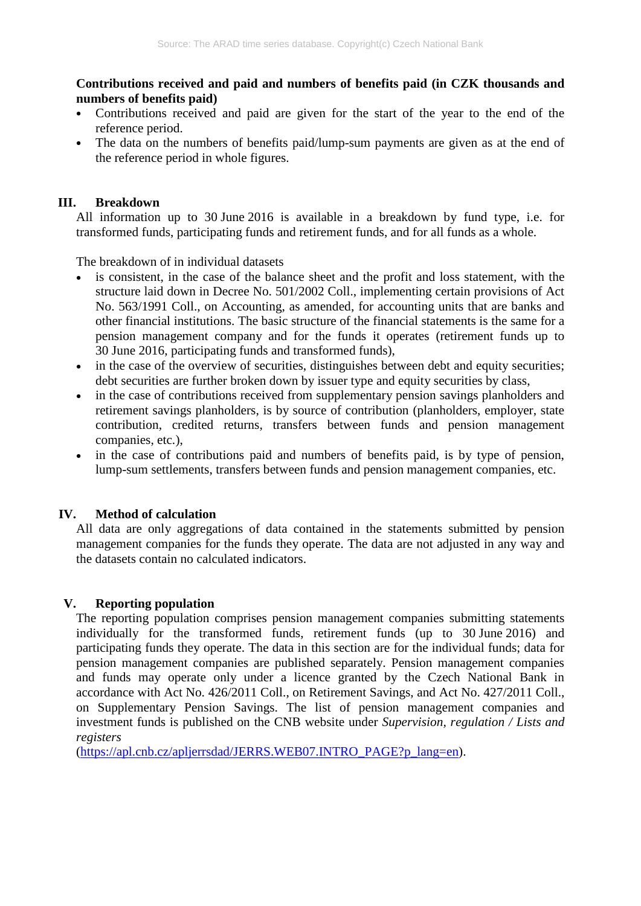**Contributions received and paid and numbers of benefits paid (in CZK thousands and numbers of benefits paid)**

- Contributions received and paid are given for the start of the year to the end of the reference period.
- The data on the numbers of benefits paid/lump-sum payments are given as at the end of the reference period in whole figures.

## III. Breakdown

All information up to 30 June 2016 is available in a breakdown by fund type, i.e. for transformed funds, participating funds and retirement funds, and for all funds as a whole.

The breakdown of in individual datasets

- is consistent, in the case of the balance sheet and the profit and loss statement, with the structure laid down in Decree No. 501/2002 Coll., implementing certain provisions of Act No. 563/1991 Coll., on Accounting, as amended, for accounting units that are banks and other financial institutions. The basic structure of the financial statements is the same for a pension management company and for the funds it operates (retirement funds up to 30 June 2016, participating funds and transformed funds),
- in the case of the overview of securities, distinguishes between debt and equity securities; debt securities are further broken down by issuer type and equity securities by class,
- in the case of contributions received from supplementary pension savings planholders and retirement savings planholders, is by source of contribution (planholders, employer, state contribution, credited returns, transfers between funds and pension management companies, etc.),
- in the case of contributions paid and numbers of benefits paid, is by type of pension, lump-sum settlements, transfers between funds and pension management companies, etc.

## IV. Method of calculation

All data are only aggregations of data contained in the statements submitted by pension management companies for the funds they operate. The data are not adjusted in any way and the datasets contain no calculated indicators.

## V. Reporting population

The reporting population comprises pension management companies submitting statements individually for the transformed funds, retirement funds (up to 30 June 2016) and participating funds they operate. The data in this section are for the individual funds; data for pension management companies are published separately. Pension management companies and funds may operate only under a licence granted by the Czech National Bank in accordance with Act No. 426/2011 Coll., on Retirement Savings, and Act No. 427/2011 Coll., on Supplementary Pension Savings. The list of pension management companies and investment funds is published on the CNB website under *Supervision, regulation / Lists and registers* (https://apl.cnb.cz/apljerrsdad/JERRS.WEB07.INTRO_PAGE?p_lang=en).